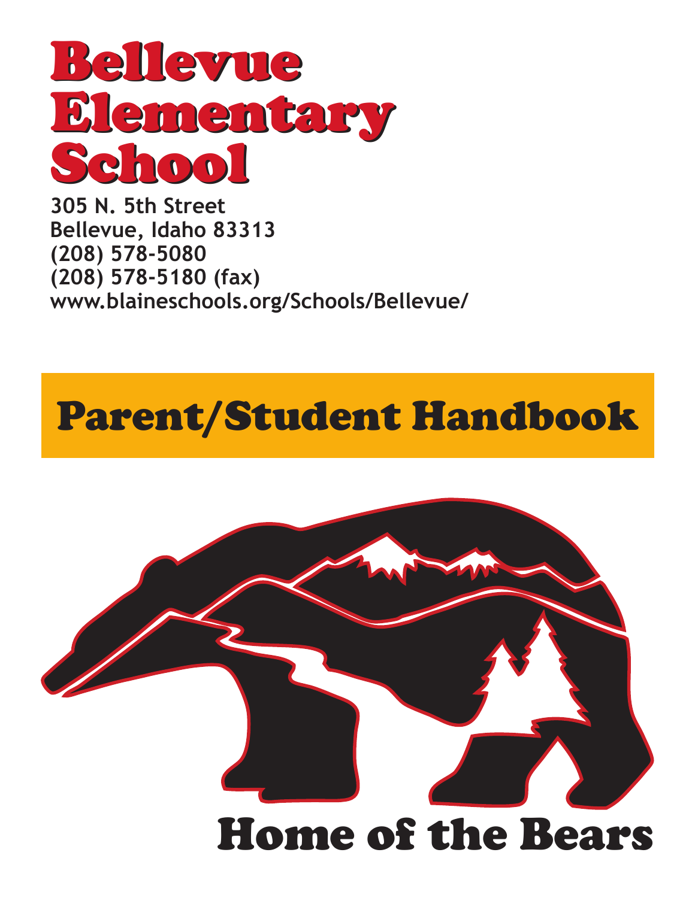# Bellevue Elementary School

**305 N. 5th Street**
**Bellevue, Idaho 83313**
**(208) 578-5080**
**(208) 578-5180 (fax)**
**www.blaineschools.org/Schools/Bellevue/**

## Parent/Student Handbook

## Home of the Bears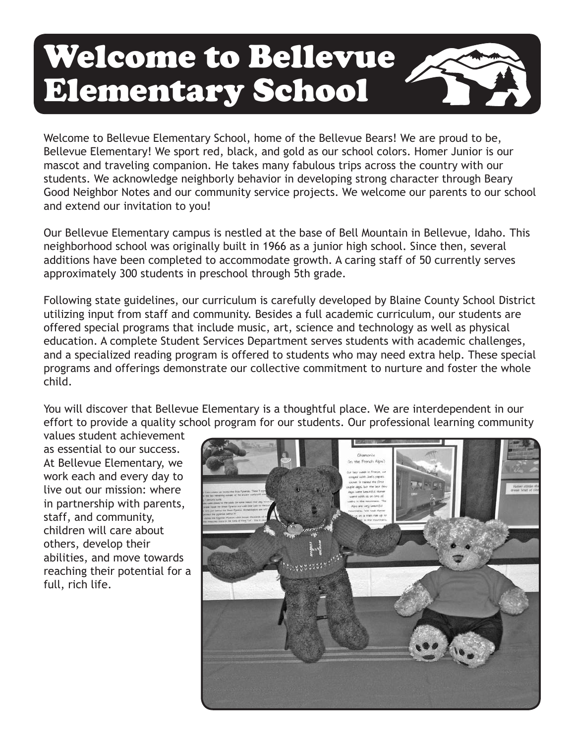# Welcome to Bellevue Elementary School

Welcome to Bellevue Elementary School, home of the Bellevue Bears! We are proud to be, Bellevue Elementary! We sport red, black, and gold as our school colors. Homer Junior is our mascot and traveling companion. He takes many fabulous trips across the country with our students. We acknowledge neighborly behavior in developing strong character through Beary Good Neighbor Notes and our community service projects. We welcome our parents to our school and extend our invitation to you!

Our Bellevue Elementary campus is nestled at the base of Bell Mountain in Bellevue, Idaho. This neighborhood school was originally built in 1966 as a junior high school. Since then, several additions have been completed to accommodate growth. A caring staff of 50 currently serves approximately 300 students in preschool through 5th grade.

Following state guidelines, our curriculum is carefully developed by Blaine County School District utilizing input from staff and community. Besides a full academic curriculum, our students are offered special programs that include music, art, science and technology as well as physical education. A complete Student Services Department serves students with academic challenges, and a specialized reading program is offered to students who may need extra help. These special programs and offerings demonstrate our collective commitment to nurture and foster the whole child.

You will discover that Bellevue Elementary is a thoughtful place. We are interdependent in our effort to provide a quality school program for our students. Our professional learning community values student achievement as essential to our success. At Bellevue Elementary, we work each and every day to live out our mission: where in partnership with parents, staff, and community, children will care about others, develop their abilities, and move towards reaching their potential for a full, rich life.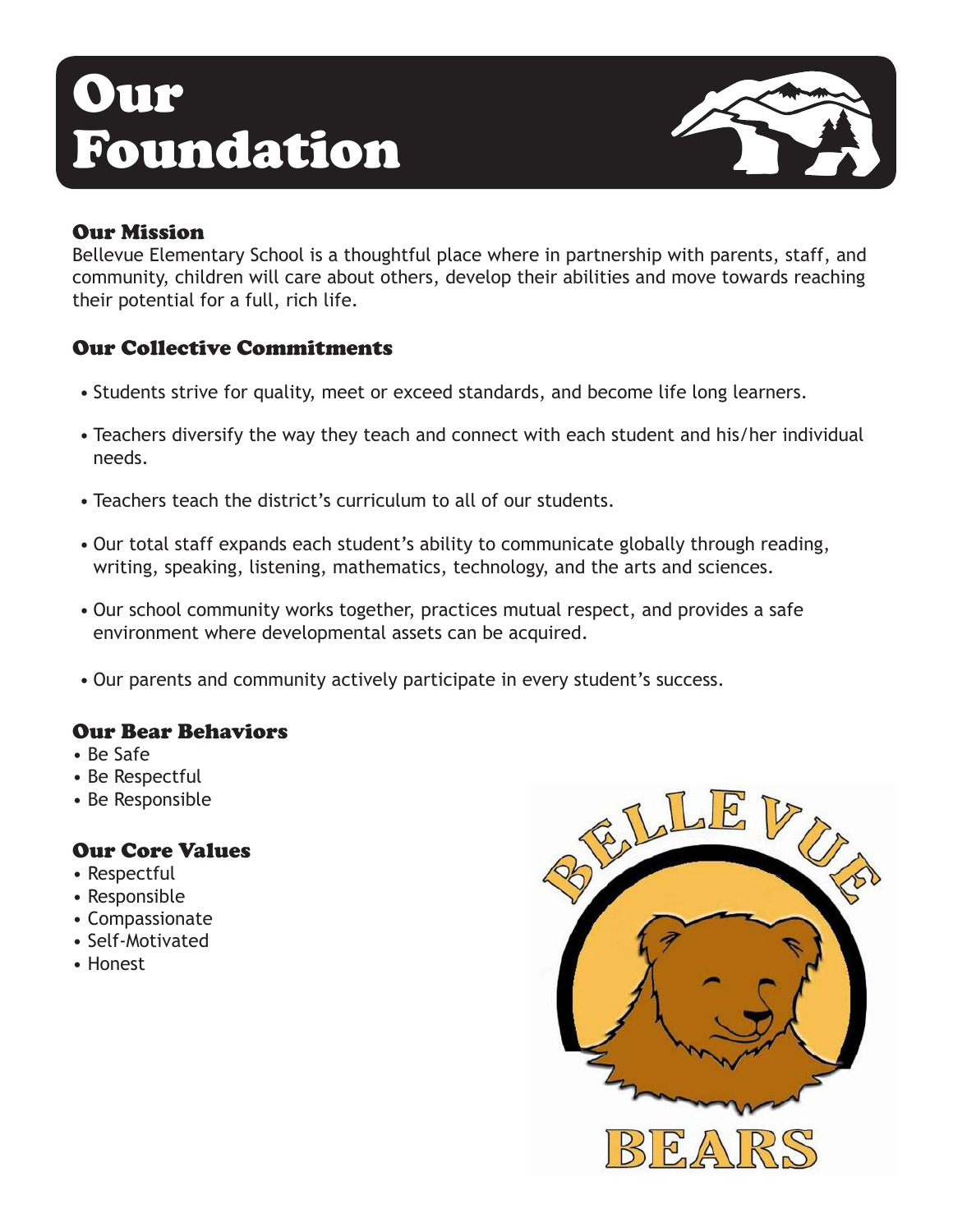# Our Foundation

## Our Mission

Bellevue Elementary School is a thoughtful place where in partnership with parents, staff, and community, children will care about others, develop their abilities and move towards reaching their potential for a full, rich life.

## Our Collective Commitments

- Students strive for quality, meet or exceed standards, and become life long learners.
- Teachers diversify the way they teach and connect with each student and his/her individual needs.
- Teachers teach the district's curriculum to all of our students.
- Our total staff expands each student's ability to communicate globally through reading, writing, speaking, listening, mathematics, technology, and the arts and sciences.
- Our school community works together, practices mutual respect, and provides a safe environment where developmental assets can be acquired.
- Our parents and community actively participate in every student's success.

## Our Bear Behaviors

- Be Safe
- Be Respectful
- Be Responsible

## Our Core Values

- Respectful
- Responsible
- Compassionate
- Self-Motivated
- Honest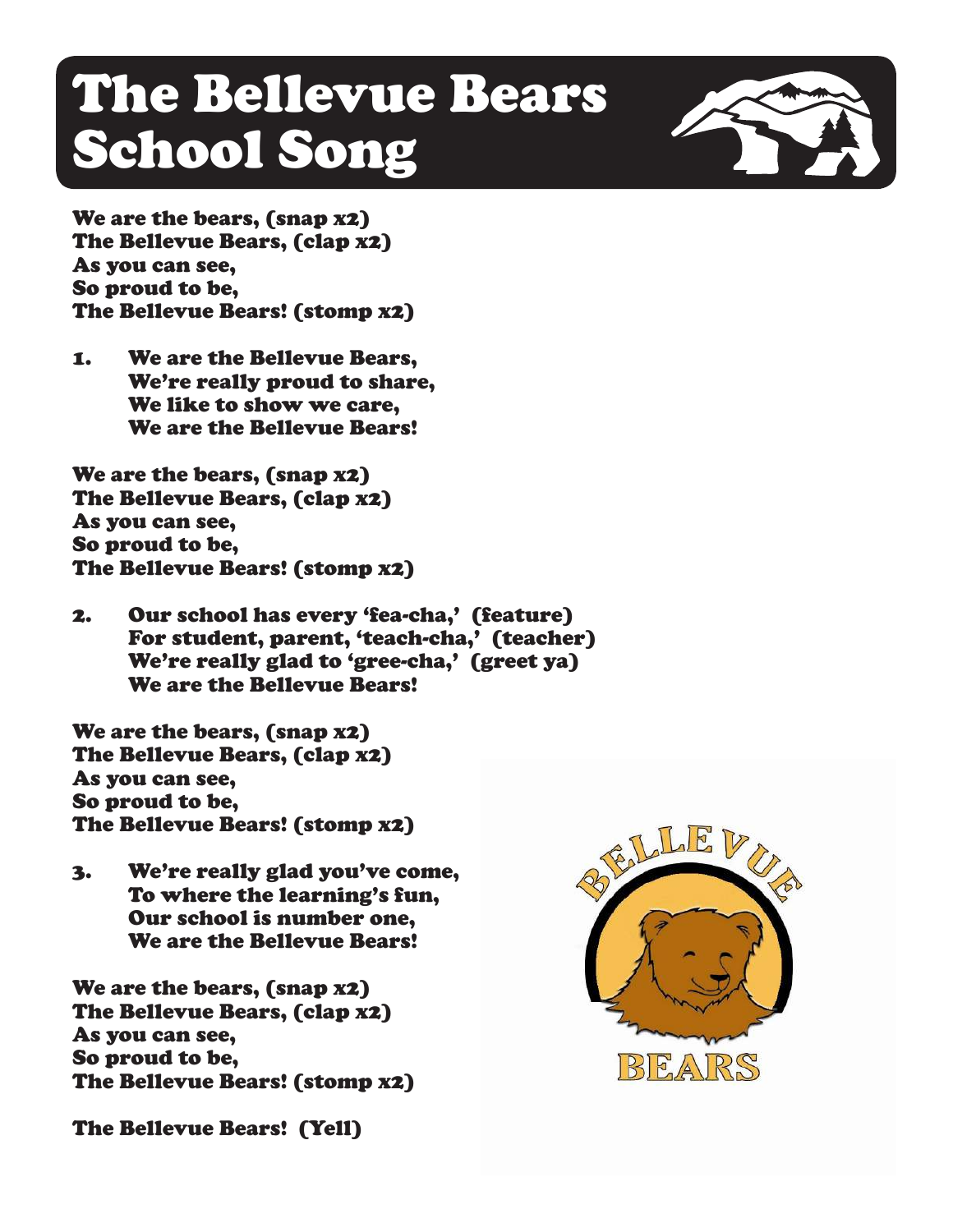# The Bellevue Bears School Song

We are the bears, (snap x2)
The Bellevue Bears, (clap x2)
As you can see,
So proud to be,
The Bellevue Bears! (stomp x2)

1. We are the Bellevue Bears,
   We're really proud to share,
   We like to show we care,
   We are the Bellevue Bears!

We are the bears, (snap x2)
The Bellevue Bears, (clap x2)
As you can see,
So proud to be,
The Bellevue Bears! (stomp x2)

2. Our school has every 'fea-cha,' (feature)
   For student, parent, 'teach-cha,' (teacher)
   We're really glad to 'gree-cha,' (greet ya)
   We are the Bellevue Bears!

We are the bears, (snap x2)
The Bellevue Bears, (clap x2)
As you can see,
So proud to be,
The Bellevue Bears! (stomp x2)

3. We're really glad you've come,
   To where the learning's fun,
   Our school is number one,
   We are the Bellevue Bears!

We are the bears, (snap x2)
The Bellevue Bears, (clap x2)
As you can see,
So proud to be,
The Bellevue Bears! (stomp x2)

The Bellevue Bears! (Yell)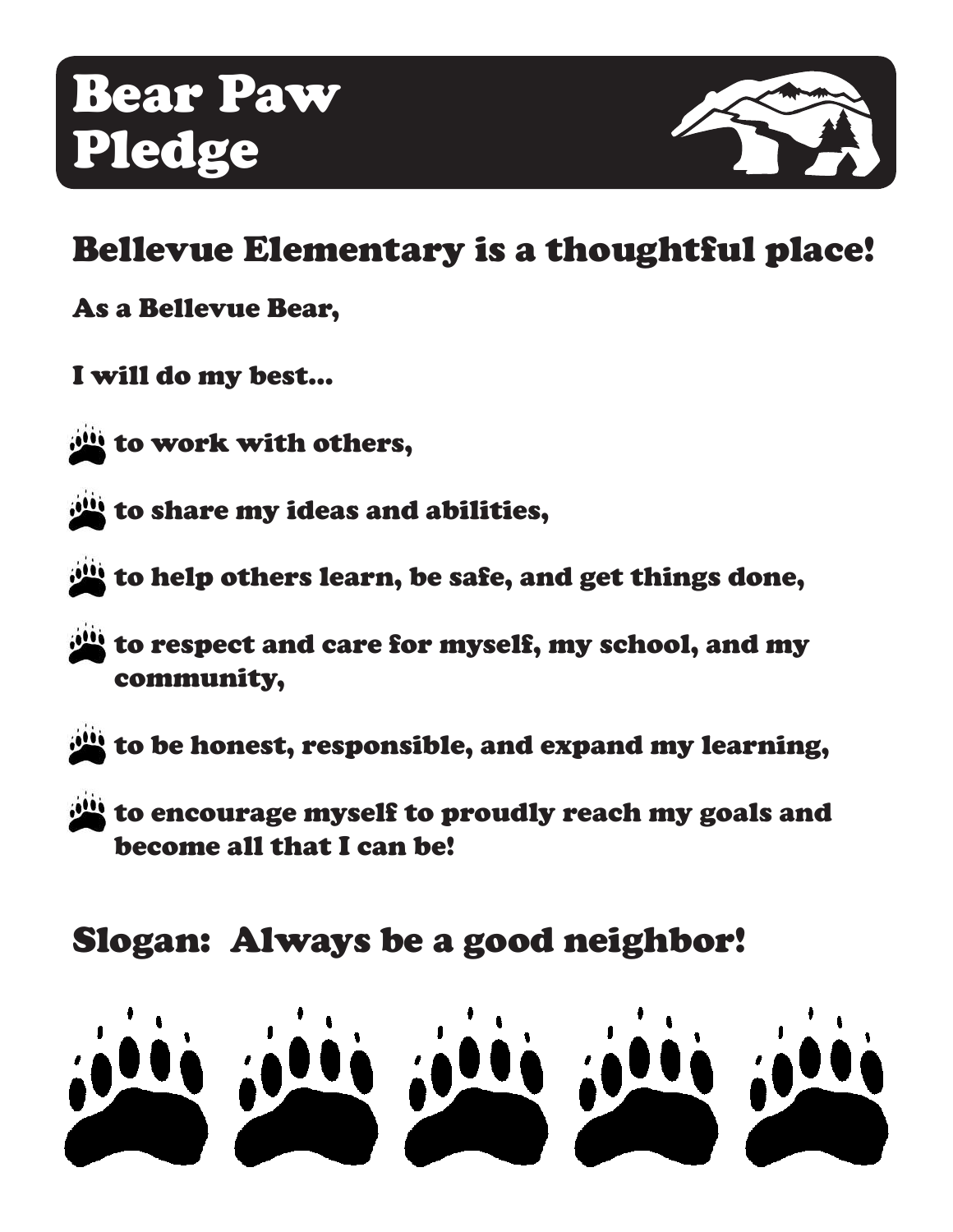# Bear Paw Pledge

## Bellevue Elementary is a thoughtful place!

**As a Bellevue Bear,**

**I will do my best...**

- **to work with others,**
- **to share my ideas and abilities,**
- **to help others learn, be safe, and get things done,**
- **to respect and care for myself, my school, and my community,**
- **to be honest, responsible, and expand my learning,**
- **to encourage myself to proudly reach my goals and become all that I can be!**

## Slogan: Always be a good neighbor!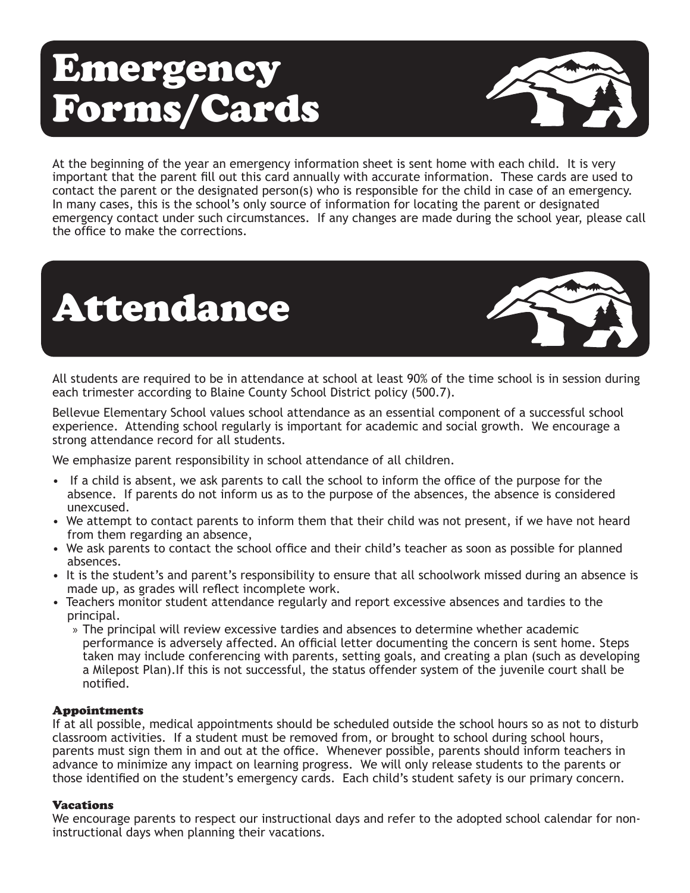# Emergency Forms/Cards

At the beginning of the year an emergency information sheet is sent home with each child. It is very important that the parent fill out this card annually with accurate information. These cards are used to contact the parent or the designated person(s) who is responsible for the child in case of an emergency. In many cases, this is the school's only source of information for locating the parent or designated emergency contact under such circumstances. If any changes are made during the school year, please call the office to make the corrections.

# Attendance

All students are required to be in attendance at school at least 90% of the time school is in session during each trimester according to Blaine County School District policy (500.7).

Bellevue Elementary School values school attendance as an essential component of a successful school experience. Attending school regularly is important for academic and social growth. We encourage a strong attendance record for all students.

We emphasize parent responsibility in school attendance of all children.

- If a child is absent, we ask parents to call the school to inform the office of the purpose for the absence. If parents do not inform us as to the purpose of the absences, the absence is considered unexcused.
- We attempt to contact parents to inform them that their child was not present, if we have not heard from them regarding an absence,
- We ask parents to contact the school office and their child's teacher as soon as possible for planned absences.
- It is the student's and parent's responsibility to ensure that all schoolwork missed during an absence is made up, as grades will reflect incomplete work.
- Teachers monitor student attendance regularly and report excessive absences and tardies to the principal.
  - The principal will review excessive tardies and absences to determine whether academic performance is adversely affected. An official letter documenting the concern is sent home. Steps taken may include conferencing with parents, setting goals, and creating a plan (such as developing a Milepost Plan).If this is not successful, the status offender system of the juvenile court shall be notified.

### Appointments

If at all possible, medical appointments should be scheduled outside the school hours so as not to disturb classroom activities. If a student must be removed from, or brought to school during school hours, parents must sign them in and out at the office. Whenever possible, parents should inform teachers in advance to minimize any impact on learning progress. We will only release students to the parents or those identified on the student's emergency cards. Each child's student safety is our primary concern.

### Vacations

We encourage parents to respect our instructional days and refer to the adopted school calendar for non-instructional days when planning their vacations.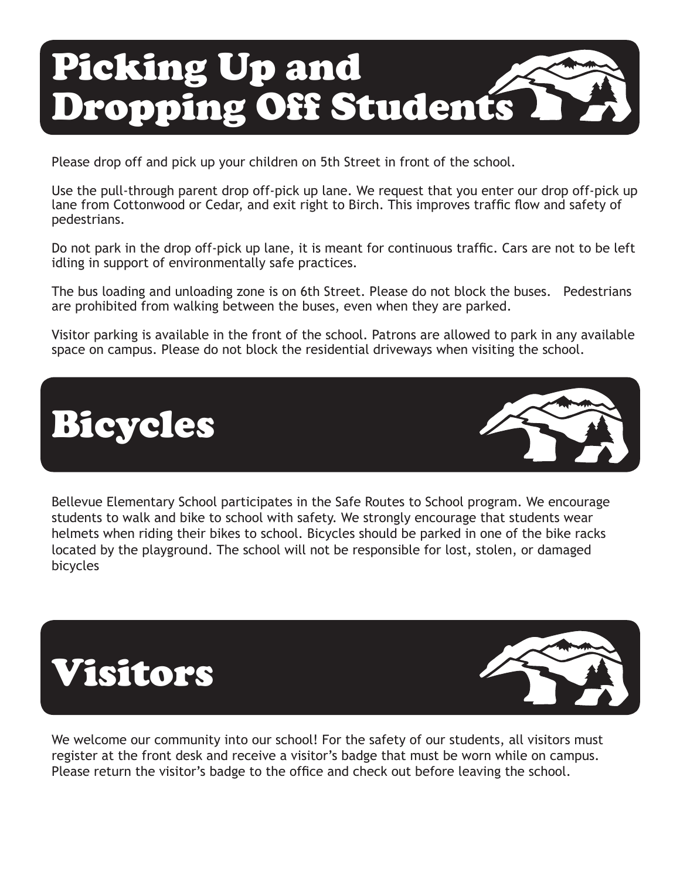# Picking Up and Dropping Off Students

Please drop off and pick up your children on 5th Street in front of the school.

Use the pull-through parent drop off-pick up lane. We request that you enter our drop off-pick up lane from Cottonwood or Cedar, and exit right to Birch. This improves traffic flow and safety of pedestrians.

Do not park in the drop off-pick up lane, it is meant for continuous traffic. Cars are not to be left idling in support of environmentally safe practices.

The bus loading and unloading zone is on 6th Street. Please do not block the buses. Pedestrians are prohibited from walking between the buses, even when they are parked.

Visitor parking is available in the front of the school. Patrons are allowed to park in any available space on campus. Please do not block the residential driveways when visiting the school.

# Bicycles

Bellevue Elementary School participates in the Safe Routes to School program. We encourage students to walk and bike to school with safety. We strongly encourage that students wear helmets when riding their bikes to school. Bicycles should be parked in one of the bike racks located by the playground. The school will not be responsible for lost, stolen, or damaged bicycles

# Visitors

We welcome our community into our school! For the safety of our students, all visitors must register at the front desk and receive a visitor's badge that must be worn while on campus. Please return the visitor's badge to the office and check out before leaving the school.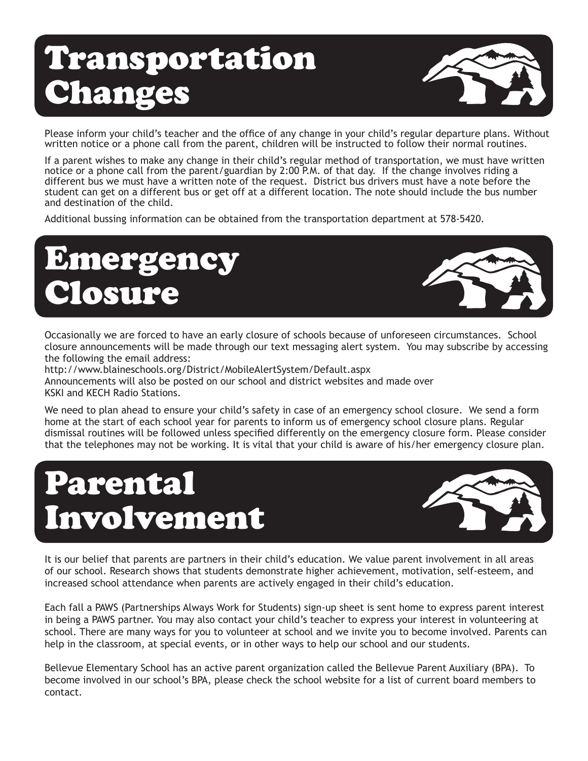# Transportation Changes

Please inform your child's teacher and the office of any change in your child's regular departure plans. Without written notice or a phone call from the parent, children will be instructed to follow their normal routines.

If a parent wishes to make any change in their child's regular method of transportation, we must have written notice or a phone call from the parent/guardian by 2:00 P.M. of that day. If the change involves riding a different bus we must have a written note of the request. District bus drivers must have a note before the student can get on a different bus or get off at a different location. The note should include the bus number and destination of the child.

Additional bussing information can be obtained from the transportation department at 578-5420.

# Emergency Closure

Occasionally we are forced to have an early closure of schools because of unforeseen circumstances. School closure announcements will be made through our text messaging alert system. You may subscribe by accessing the following the email address:
http://www.blaineschools.org/District/MobileAlertSystem/Default.aspx
Announcements will also be posted on our school and district websites and made over KSKI and KECH Radio Stations.

We need to plan ahead to ensure your child's safety in case of an emergency school closure. We send a form home at the start of each school year for parents to inform us of emergency school closure plans. Regular dismissal routines will be followed unless specified differently on the emergency closure form. Please consider that the telephones may not be working. It is vital that your child is aware of his/her emergency closure plan.

# Parental Involvement

It is our belief that parents are partners in their child's education. We value parent involvement in all areas of our school. Research shows that students demonstrate higher achievement, motivation, self-esteem, and increased school attendance when parents are actively engaged in their child's education.

Each fall a PAWS (Partnerships Always Work for Students) sign-up sheet is sent home to express parent interest in being a PAWS partner. You may also contact your child's teacher to express your interest in volunteering at school. There are many ways for you to volunteer at school and we invite you to become involved. Parents can help in the classroom, at special events, or in other ways to help our school and our students.

Bellevue Elementary School has an active parent organization called the Bellevue Parent Auxiliary (BPA). To become involved in our school's BPA, please check the school website for a list of current board members to contact.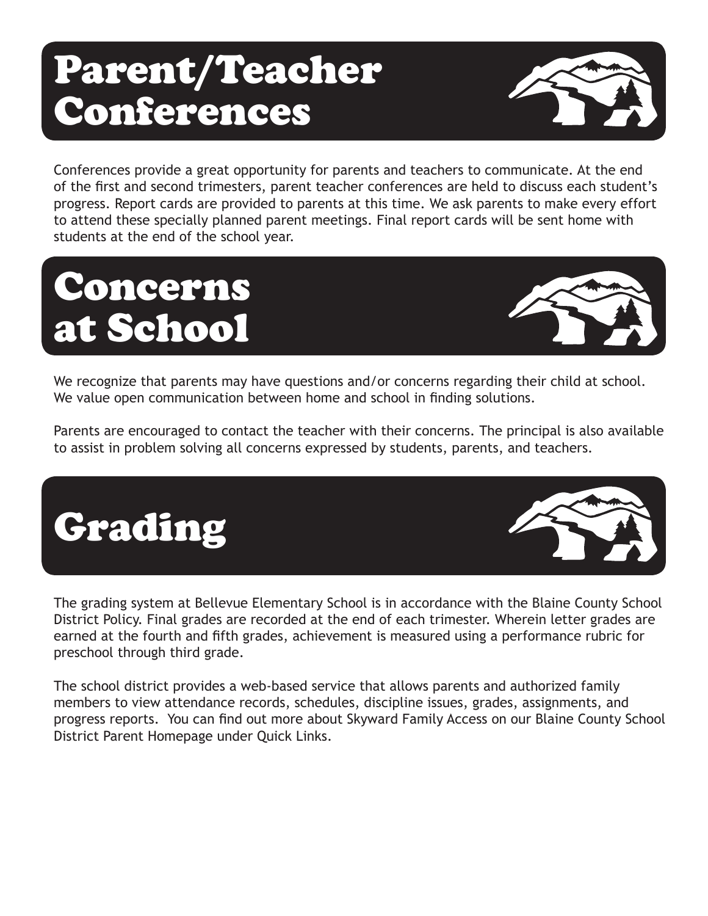# Parent/Teacher Conferences

Conferences provide a great opportunity for parents and teachers to communicate. At the end of the first and second trimesters, parent teacher conferences are held to discuss each student's progress. Report cards are provided to parents at this time. We ask parents to make every effort to attend these specially planned parent meetings. Final report cards will be sent home with students at the end of the school year.

# Concerns at School

We recognize that parents may have questions and/or concerns regarding their child at school. We value open communication between home and school in finding solutions.

Parents are encouraged to contact the teacher with their concerns. The principal is also available to assist in problem solving all concerns expressed by students, parents, and teachers.

# Grading

The grading system at Bellevue Elementary School is in accordance with the Blaine County School District Policy. Final grades are recorded at the end of each trimester. Wherein letter grades are earned at the fourth and fifth grades, achievement is measured using a performance rubric for preschool through third grade.

The school district provides a web-based service that allows parents and authorized family members to view attendance records, schedules, discipline issues, grades, assignments, and progress reports. You can find out more about Skyward Family Access on our Blaine County School District Parent Homepage under Quick Links.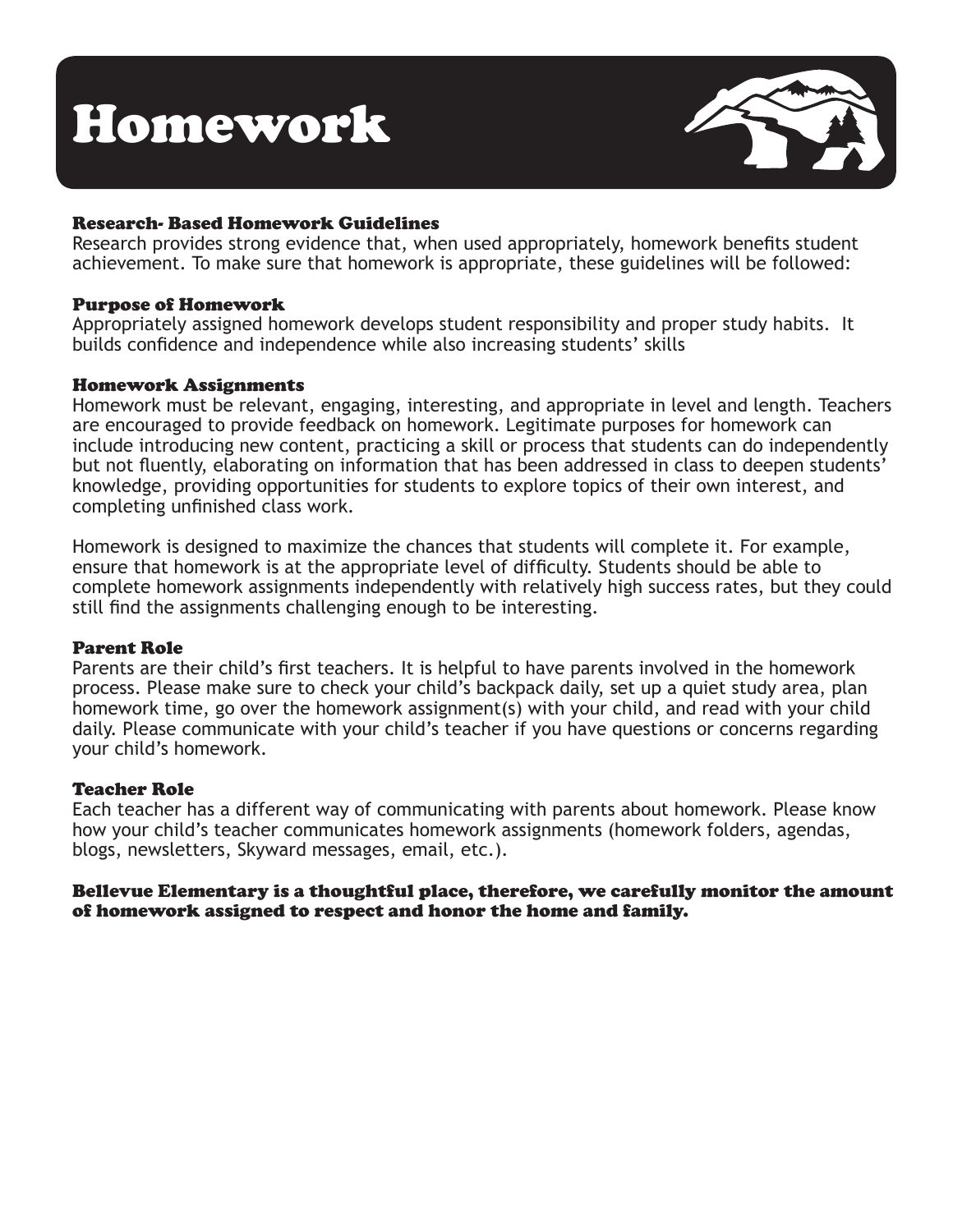# Homework

### Research- Based Homework Guidelines

Research provides strong evidence that, when used appropriately, homework benefits student achievement. To make sure that homework is appropriate, these guidelines will be followed:

### Purpose of Homework

Appropriately assigned homework develops student responsibility and proper study habits. It builds confidence and independence while also increasing students' skills

### Homework Assignments

Homework must be relevant, engaging, interesting, and appropriate in level and length. Teachers are encouraged to provide feedback on homework. Legitimate purposes for homework can include introducing new content, practicing a skill or process that students can do independently but not fluently, elaborating on information that has been addressed in class to deepen students' knowledge, providing opportunities for students to explore topics of their own interest, and completing unfinished class work.

Homework is designed to maximize the chances that students will complete it. For example, ensure that homework is at the appropriate level of difficulty. Students should be able to complete homework assignments independently with relatively high success rates, but they could still find the assignments challenging enough to be interesting.

### Parent Role

Parents are their child's first teachers. It is helpful to have parents involved in the homework process. Please make sure to check your child's backpack daily, set up a quiet study area, plan homework time, go over the homework assignment(s) with your child, and read with your child daily. Please communicate with your child's teacher if you have questions or concerns regarding your child's homework.

### Teacher Role

Each teacher has a different way of communicating with parents about homework. Please know how your child's teacher communicates homework assignments (homework folders, agendas, blogs, newsletters, Skyward messages, email, etc.).

**Bellevue Elementary is a thoughtful place, therefore, we carefully monitor the amount of homework assigned to respect and honor the home and family.**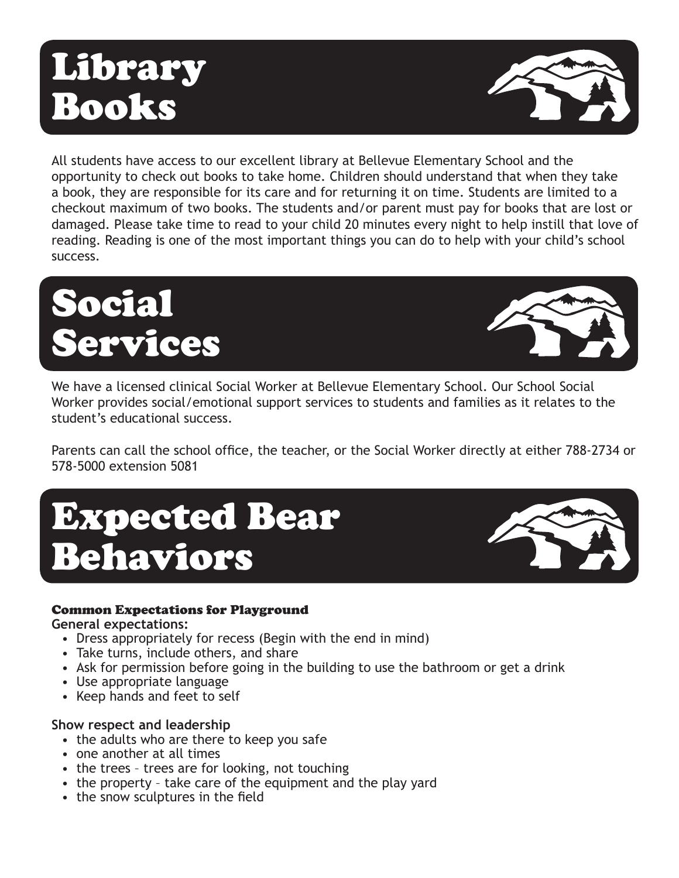# Library Books

All students have access to our excellent library at Bellevue Elementary School and the opportunity to check out books to take home. Children should understand that when they take a book, they are responsible for its care and for returning it on time. Students are limited to a checkout maximum of two books. The students and/or parent must pay for books that are lost or damaged. Please take time to read to your child 20 minutes every night to help instill that love of reading. Reading is one of the most important things you can do to help with your child's school success.

# Social Services

We have a licensed clinical Social Worker at Bellevue Elementary School. Our School Social Worker provides social/emotional support services to students and families as it relates to the student's educational success.

Parents can call the school office, the teacher, or the Social Worker directly at either 788-2734 or 578-5000 extension 5081

# Expected Bear Behaviors

### Common Expectations for Playground

**General expectations:**

- Dress appropriately for recess (Begin with the end in mind)
- Take turns, include others, and share
- Ask for permission before going in the building to use the bathroom or get a drink
- Use appropriate language
- Keep hands and feet to self

**Show respect and leadership**

- the adults who are there to keep you safe
- one another at all times
- the trees – trees are for looking, not touching
- the property – take care of the equipment and the play yard
- the snow sculptures in the field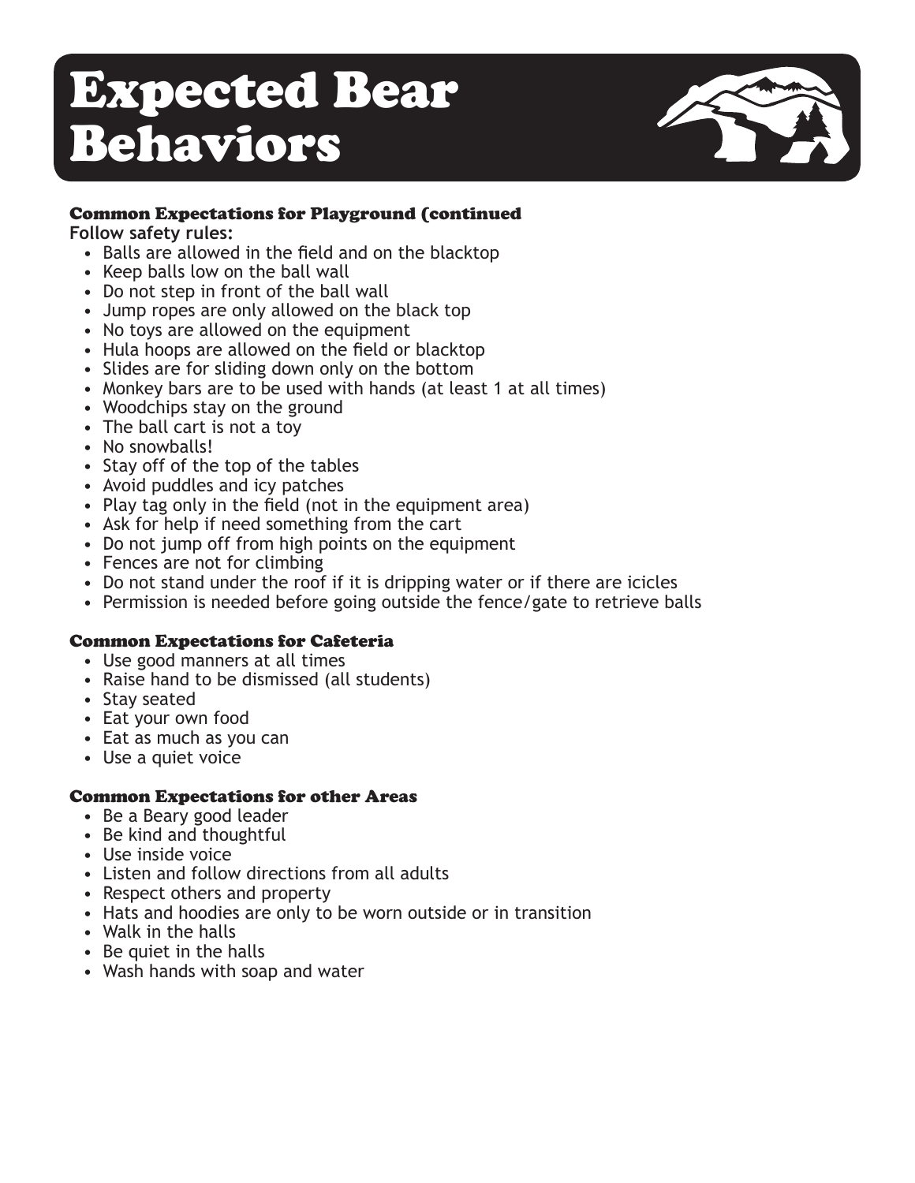# Expected Bear Behaviors

### Common Expectations for Playground (continued

**Follow safety rules:**

- Balls are allowed in the field and on the blacktop
- Keep balls low on the ball wall
- Do not step in front of the ball wall
- Jump ropes are only allowed on the black top
- No toys are allowed on the equipment
- Hula hoops are allowed on the field or blacktop
- Slides are for sliding down only on the bottom
- Monkey bars are to be used with hands (at least 1 at all times)
- Woodchips stay on the ground
- The ball cart is not a toy
- No snowballs!
- Stay off of the top of the tables
- Avoid puddles and icy patches
- Play tag only in the field (not in the equipment area)
- Ask for help if need something from the cart
- Do not jump off from high points on the equipment
- Fences are not for climbing
- Do not stand under the roof if it is dripping water or if there are icicles
- Permission is needed before going outside the fence/gate to retrieve balls

### Common Expectations for Cafeteria

- Use good manners at all times
- Raise hand to be dismissed (all students)
- Stay seated
- Eat your own food
- Eat as much as you can
- Use a quiet voice

### Common Expectations for other Areas

- Be a Beary good leader
- Be kind and thoughtful
- Use inside voice
- Listen and follow directions from all adults
- Respect others and property
- Hats and hoodies are only to be worn outside or in transition
- Walk in the halls
- Be quiet in the halls
- Wash hands with soap and water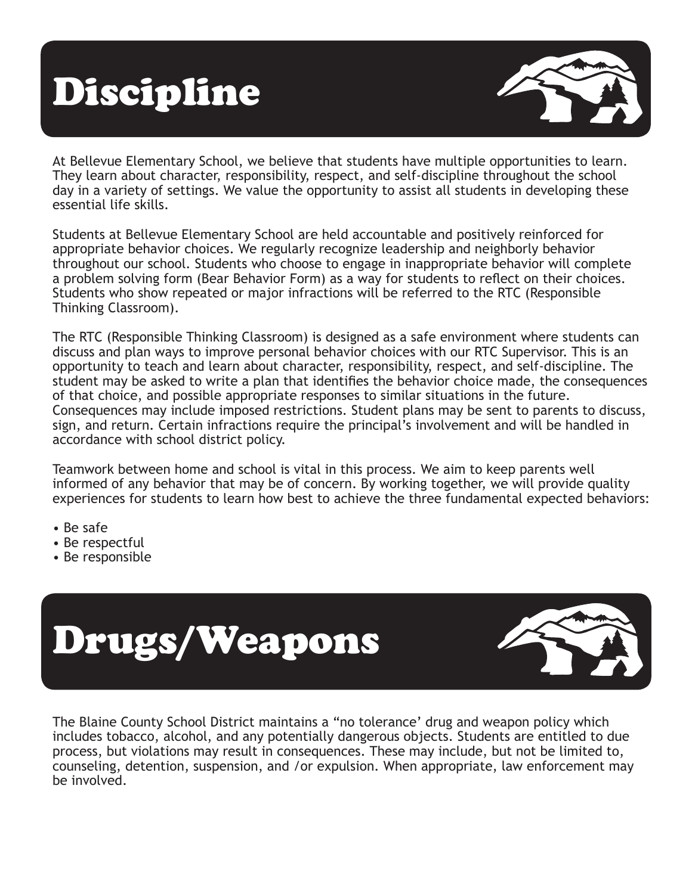# Discipline

At Bellevue Elementary School, we believe that students have multiple opportunities to learn. They learn about character, responsibility, respect, and self-discipline throughout the school day in a variety of settings. We value the opportunity to assist all students in developing these essential life skills.

Students at Bellevue Elementary School are held accountable and positively reinforced for appropriate behavior choices. We regularly recognize leadership and neighborly behavior throughout our school. Students who choose to engage in inappropriate behavior will complete a problem solving form (Bear Behavior Form) as a way for students to reflect on their choices. Students who show repeated or major infractions will be referred to the RTC (Responsible Thinking Classroom).

The RTC (Responsible Thinking Classroom) is designed as a safe environment where students can discuss and plan ways to improve personal behavior choices with our RTC Supervisor. This is an opportunity to teach and learn about character, responsibility, respect, and self-discipline. The student may be asked to write a plan that identifies the behavior choice made, the consequences of that choice, and possible appropriate responses to similar situations in the future. Consequences may include imposed restrictions. Student plans may be sent to parents to discuss, sign, and return. Certain infractions require the principal's involvement and will be handled in accordance with school district policy.

Teamwork between home and school is vital in this process. We aim to keep parents well informed of any behavior that may be of concern. By working together, we will provide quality experiences for students to learn how best to achieve the three fundamental expected behaviors:

- Be safe
- Be respectful
- Be responsible

# Drugs/Weapons

The Blaine County School District maintains a "no tolerance' drug and weapon policy which includes tobacco, alcohol, and any potentially dangerous objects. Students are entitled to due process, but violations may result in consequences. These may include, but not be limited to, counseling, detention, suspension, and /or expulsion. When appropriate, law enforcement may be involved.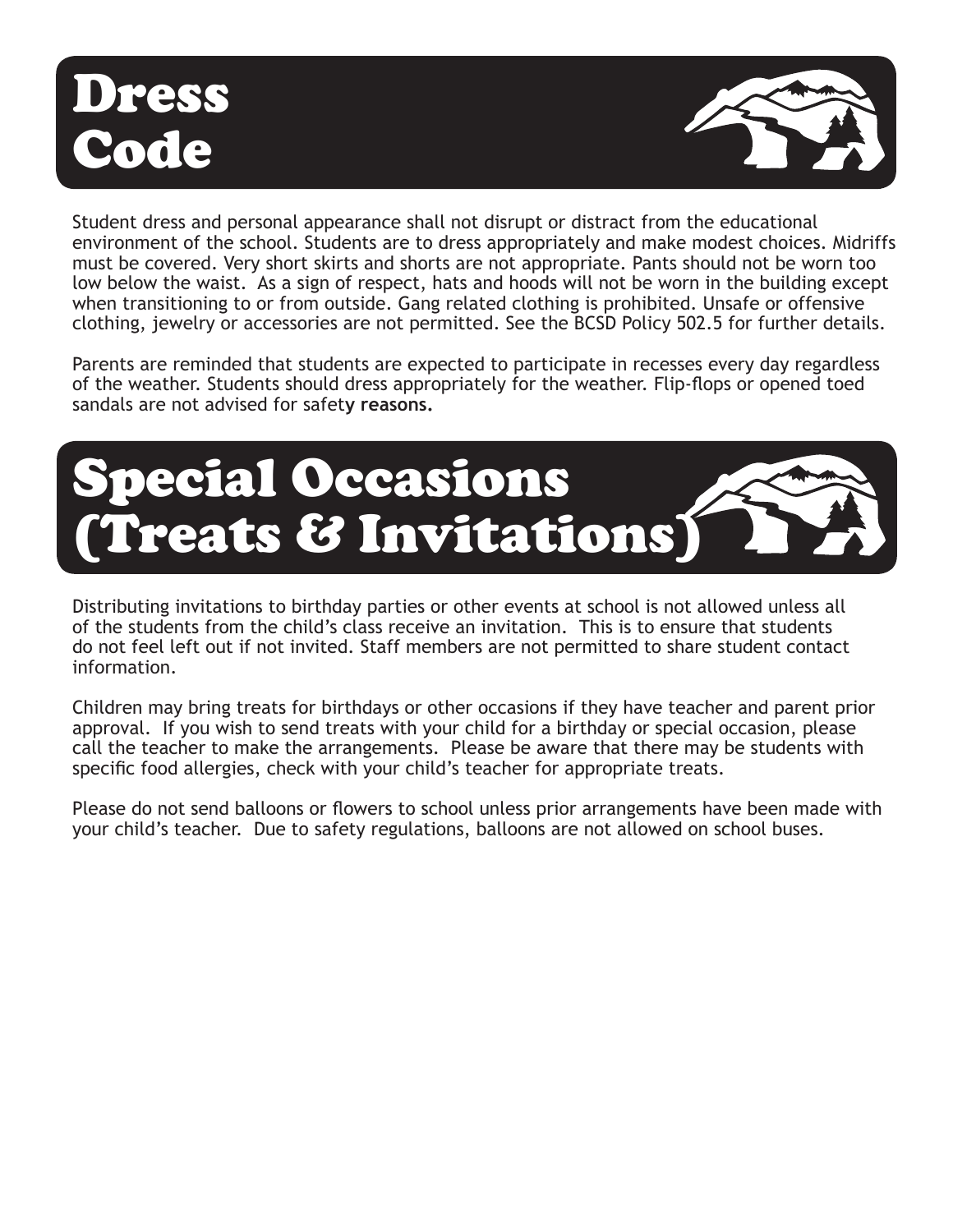# Dress Code

Student dress and personal appearance shall not disrupt or distract from the educational environment of the school. Students are to dress appropriately and make modest choices. Midriffs must be covered. Very short skirts and shorts are not appropriate. Pants should not be worn too low below the waist. As a sign of respect, hats and hoods will not be worn in the building except when transitioning to or from outside. Gang related clothing is prohibited. Unsafe or offensive clothing, jewelry or accessories are not permitted. See the BCSD Policy 502.5 for further details.

Parents are reminded that students are expected to participate in recesses every day regardless of the weather. Students should dress appropriately for the weather. Flip-flops or opened toed sandals are not advised for safety **reasons.**

# Special Occasions (Treats & Invitations)

Distributing invitations to birthday parties or other events at school is not allowed unless all of the students from the child's class receive an invitation. This is to ensure that students do not feel left out if not invited. Staff members are not permitted to share student contact information.

Children may bring treats for birthdays or other occasions if they have teacher and parent prior approval. If you wish to send treats with your child for a birthday or special occasion, please call the teacher to make the arrangements. Please be aware that there may be students with specific food allergies, check with your child's teacher for appropriate treats.

Please do not send balloons or flowers to school unless prior arrangements have been made with your child's teacher. Due to safety regulations, balloons are not allowed on school buses.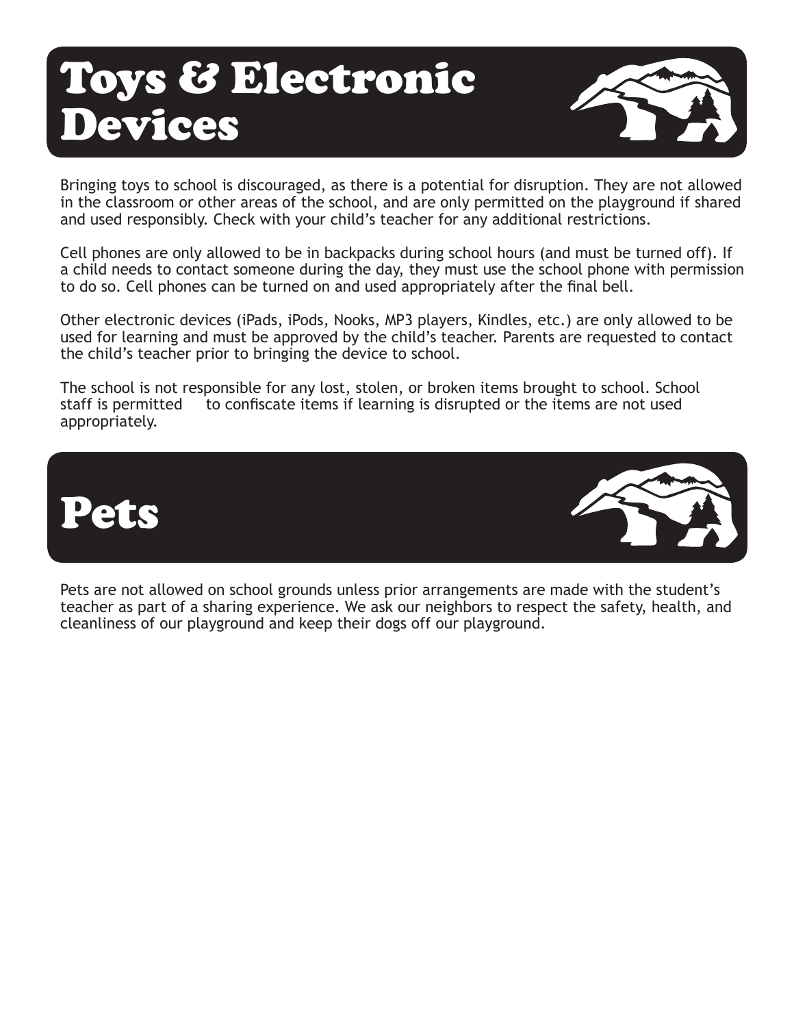# Toys & Electronic Devices

Bringing toys to school is discouraged, as there is a potential for disruption. They are not allowed in the classroom or other areas of the school, and are only permitted on the playground if shared and used responsibly. Check with your child's teacher for any additional restrictions.

Cell phones are only allowed to be in backpacks during school hours (and must be turned off). If a child needs to contact someone during the day, they must use the school phone with permission to do so. Cell phones can be turned on and used appropriately after the final bell.

Other electronic devices (iPads, iPods, Nooks, MP3 players, Kindles, etc.) are only allowed to be used for learning and must be approved by the child's teacher. Parents are requested to contact the child's teacher prior to bringing the device to school.

The school is not responsible for any lost, stolen, or broken items brought to school. School staff is permitted to confiscate items if learning is disrupted or the items are not used appropriately.

# Pets

Pets are not allowed on school grounds unless prior arrangements are made with the student's teacher as part of a sharing experience. We ask our neighbors to respect the safety, health, and cleanliness of our playground and keep their dogs off our playground.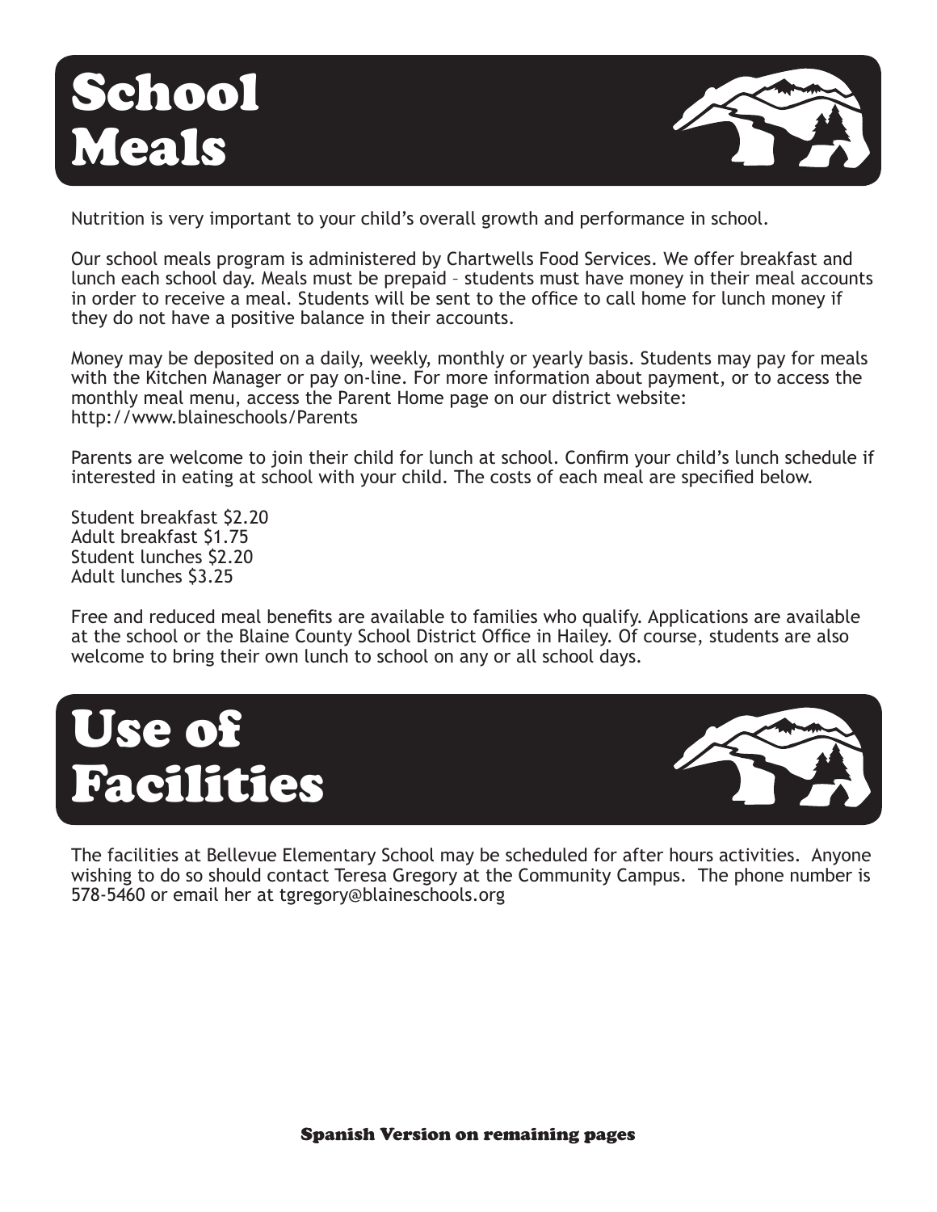# School Meals

Nutrition is very important to your child's overall growth and performance in school.

Our school meals program is administered by Chartwells Food Services. We offer breakfast and lunch each school day. Meals must be prepaid – students must have money in their meal accounts in order to receive a meal. Students will be sent to the office to call home for lunch money if they do not have a positive balance in their accounts.

Money may be deposited on a daily, weekly, monthly or yearly basis. Students may pay for meals with the Kitchen Manager or pay on-line. For more information about payment, or to access the monthly meal menu, access the Parent Home page on our district website: http://www.blaineschools/Parents

Parents are welcome to join their child for lunch at school. Confirm your child's lunch schedule if interested in eating at school with your child. The costs of each meal are specified below.

Student breakfast $2.20
Adult breakfast $1.75
Student lunches $2.20
Adult lunches $3.25

Free and reduced meal benefits are available to families who qualify. Applications are available at the school or the Blaine County School District Office in Hailey. Of course, students are also welcome to bring their own lunch to school on any or all school days.

# Use of Facilities

The facilities at Bellevue Elementary School may be scheduled for after hours activities. Anyone wishing to do so should contact Teresa Gregory at the Community Campus. The phone number is 578-5460 or email her at tgregory@blaineschools.org

**Spanish Version on remaining pages**